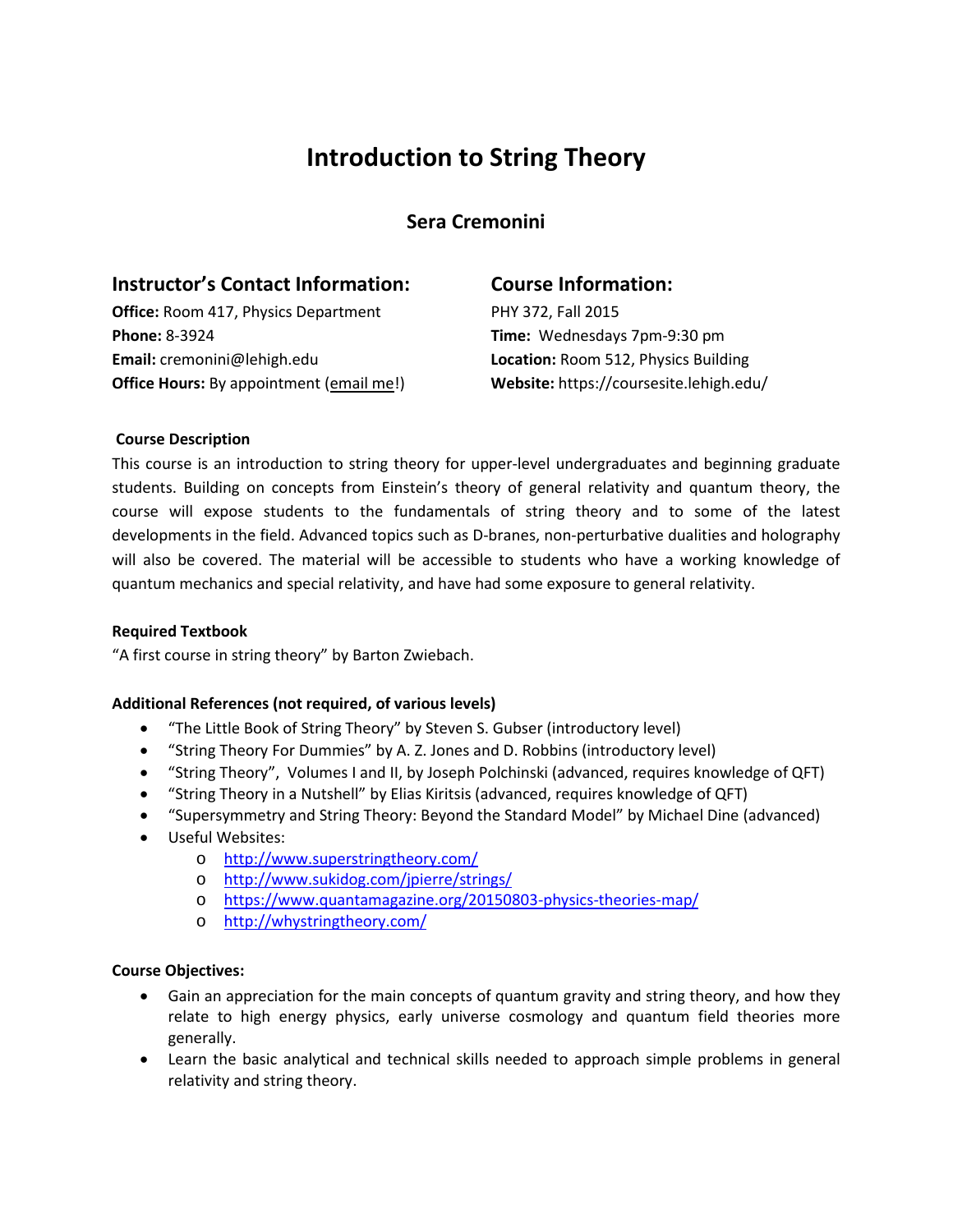# Introduction to String Theory

## Sera Cremonini

### Instructor's Contact Information:

**Office:** Room 417, Physics Department
**Phone:** 8-3924
**Email:** cremonini@lehigh.edu
**Office Hours:** By appointment (email me!)

### Course Information:

PHY 372, Fall 2015
**Time:** Wednesdays 7pm-9:30 pm
**Location:** Room 512, Physics Building
**Website:** https://coursesite.lehigh.edu/

**Course Description**

This course is an introduction to string theory for upper-level undergraduates and beginning graduate students. Building on concepts from Einstein's theory of general relativity and quantum theory, the course will expose students to the fundamentals of string theory and to some of the latest developments in the field. Advanced topics such as D-branes, non-perturbative dualities and holography will also be covered. The material will be accessible to students who have a working knowledge of quantum mechanics and special relativity, and have had some exposure to general relativity.

**Required Textbook**

"A first course in string theory" by Barton Zwiebach.

**Additional References (not required, of various levels)**

- "The Little Book of String Theory" by Steven S. Gubser (introductory level)
- "String Theory For Dummies" by A. Z. Jones and D. Robbins (introductory level)
- "String Theory", Volumes I and II, by Joseph Polchinski (advanced, requires knowledge of QFT)
- "String Theory in a Nutshell" by Elias Kiritsis (advanced, requires knowledge of QFT)
- "Supersymmetry and String Theory: Beyond the Standard Model" by Michael Dine (advanced)
- Useful Websites:
  - http://www.superstringtheory.com/
  - http://www.sukidog.com/jpierre/strings/
  - https://www.quantamagazine.org/20150803-physics-theories-map/
  - http://whystringtheory.com/

**Course Objectives:**

- Gain an appreciation for the main concepts of quantum gravity and string theory, and how they relate to high energy physics, early universe cosmology and quantum field theories more generally.
- Learn the basic analytical and technical skills needed to approach simple problems in general relativity and string theory.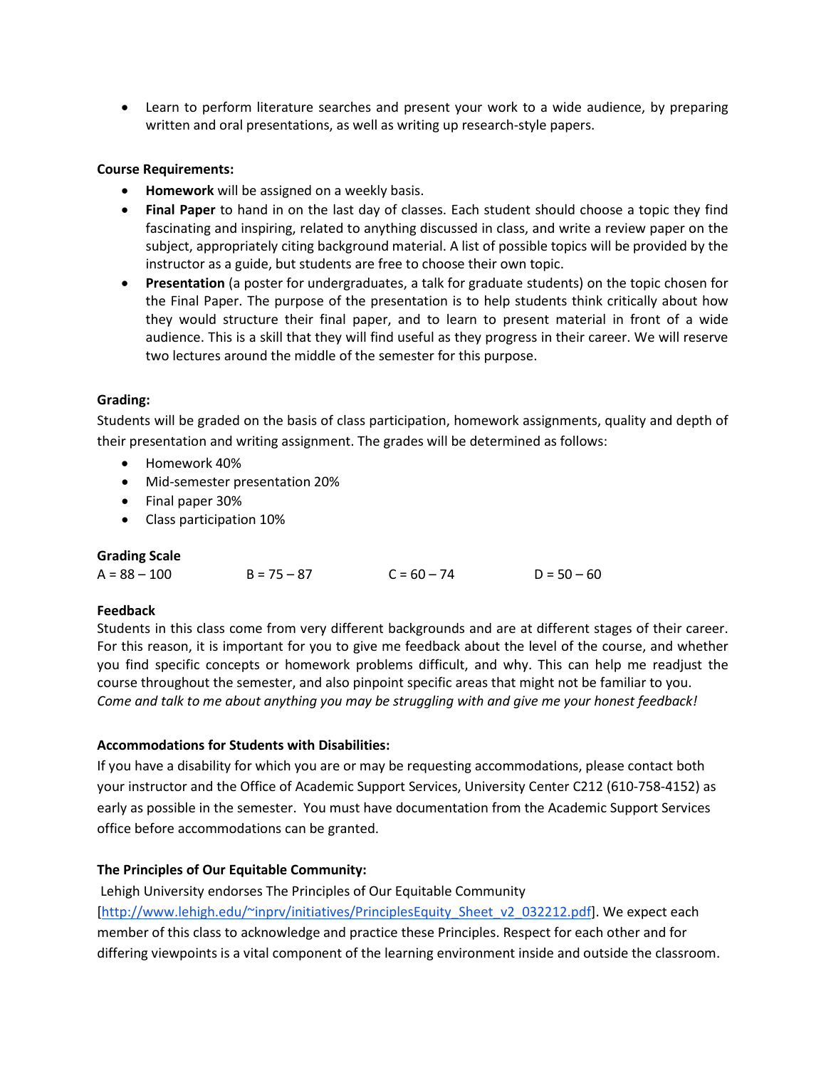- Learn to perform literature searches and present your work to a wide audience, by preparing written and oral presentations, as well as writing up research-style papers.

**Course Requirements:**

- **Homework** will be assigned on a weekly basis.
- **Final Paper** to hand in on the last day of classes. Each student should choose a topic they find fascinating and inspiring, related to anything discussed in class, and write a review paper on the subject, appropriately citing background material. A list of possible topics will be provided by the instructor as a guide, but students are free to choose their own topic.
- **Presentation** (a poster for undergraduates, a talk for graduate students) on the topic chosen for the Final Paper. The purpose of the presentation is to help students think critically about how they would structure their final paper, and to learn to present material in front of a wide audience. This is a skill that they will find useful as they progress in their career. We will reserve two lectures around the middle of the semester for this purpose.

**Grading:**

Students will be graded on the basis of class participation, homework assignments, quality and depth of their presentation and writing assignment. The grades will be determined as follows:

- Homework 40%
- Mid-semester presentation 20%
- Final paper 30%
- Class participation 10%

**Grading Scale**

A = 88 – 100 B = 75 – 87 C = 60 – 74 D = 50 – 60

**Feedback**

Students in this class come from very different backgrounds and are at different stages of their career. For this reason, it is important for you to give me feedback about the level of the course, and whether you find specific concepts or homework problems difficult, and why. This can help me readjust the course throughout the semester, and also pinpoint specific areas that might not be familiar to you.
*Come and talk to me about anything you may be struggling with and give me your honest feedback!*

**Accommodations for Students with Disabilities:**

If you have a disability for which you are or may be requesting accommodations, please contact both your instructor and the Office of Academic Support Services, University Center C212 (610-758-4152) as early as possible in the semester. You must have documentation from the Academic Support Services office before accommodations can be granted.

**The Principles of Our Equitable Community:**

Lehigh University endorses The Principles of Our Equitable Community [http://www.lehigh.edu/~inprv/initiatives/PrinciplesEquity_Sheet_v2_032212.pdf]. We expect each member of this class to acknowledge and practice these Principles. Respect for each other and for differing viewpoints is a vital component of the learning environment inside and outside the classroom.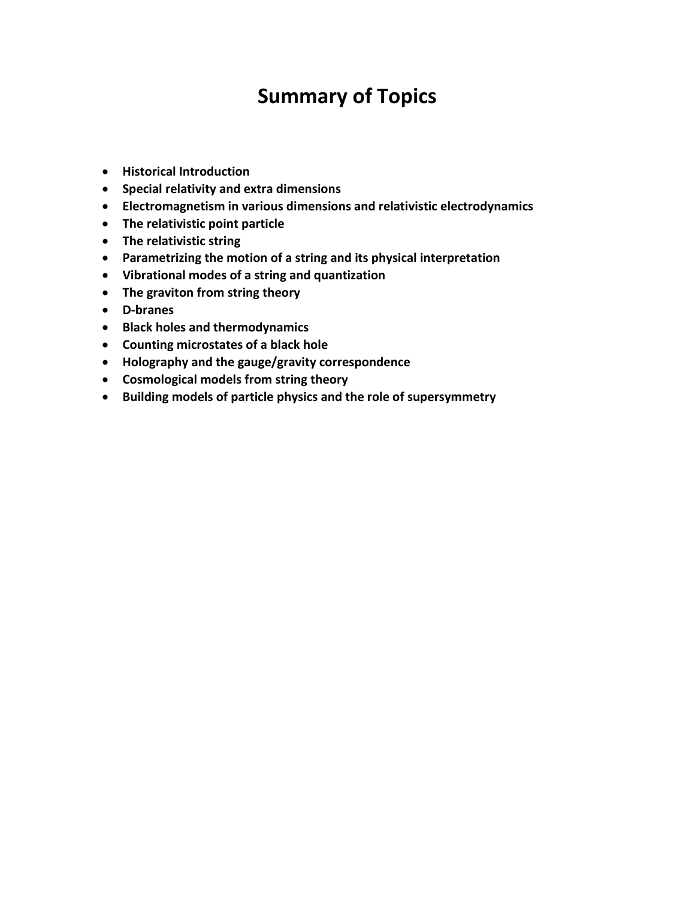# Summary of Topics

- **Historical Introduction**
- **Special relativity and extra dimensions**
- **Electromagnetism in various dimensions and relativistic electrodynamics**
- **The relativistic point particle**
- **The relativistic string**
- **Parametrizing the motion of a string and its physical interpretation**
- **Vibrational modes of a string and quantization**
- **The graviton from string theory**
- **D-branes**
- **Black holes and thermodynamics**
- **Counting microstates of a black hole**
- **Holography and the gauge/gravity correspondence**
- **Cosmological models from string theory**
- **Building models of particle physics and the role of supersymmetry**